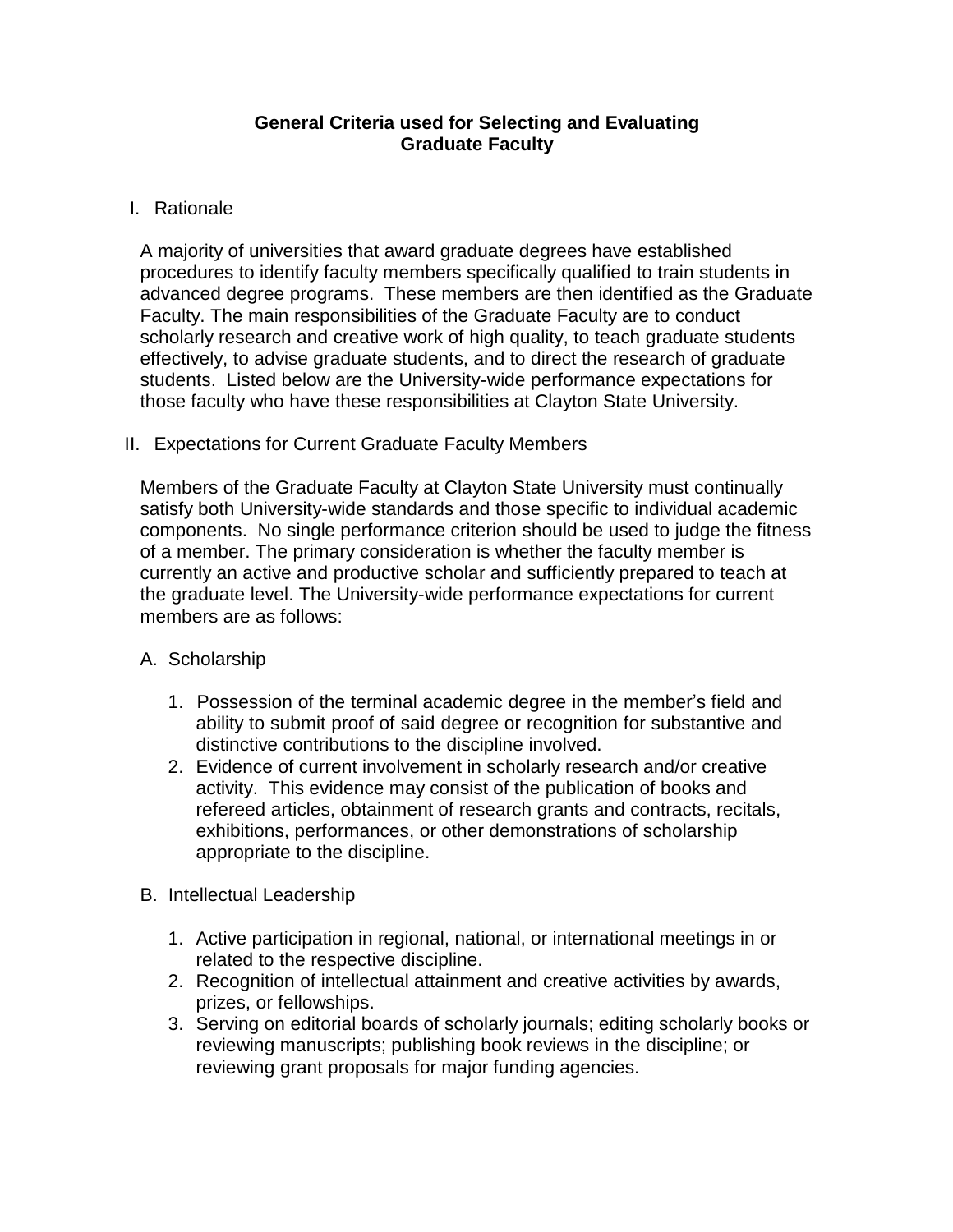# General Criteria used for Selecting and Evaluating Graduate Faculty

## I. Rationale

A majority of universities that award graduate degrees have established procedures to identify faculty members specifically qualified to train students in advanced degree programs. These members are then identified as the Graduate Faculty. The main responsibilities of the Graduate Faculty are to conduct scholarly research and creative work of high quality, to teach graduate students effectively, to advise graduate students, and to direct the research of graduate students. Listed below are the University-wide performance expectations for those faculty who have these responsibilities at Clayton State University.

## II. Expectations for Current Graduate Faculty Members

Members of the Graduate Faculty at Clayton State University must continually satisfy both University-wide standards and those specific to individual academic components. No single performance criterion should be used to judge the fitness of a member. The primary consideration is whether the faculty member is currently an active and productive scholar and sufficiently prepared to teach at the graduate level. The University-wide performance expectations for current members are as follows:

### A. Scholarship

1. Possession of the terminal academic degree in the member's field and ability to submit proof of said degree or recognition for substantive and distinctive contributions to the discipline involved.
2. Evidence of current involvement in scholarly research and/or creative activity. This evidence may consist of the publication of books and refereed articles, obtainment of research grants and contracts, recitals, exhibitions, performances, or other demonstrations of scholarship appropriate to the discipline.

### B. Intellectual Leadership

1. Active participation in regional, national, or international meetings in or related to the respective discipline.
2. Recognition of intellectual attainment and creative activities by awards, prizes, or fellowships.
3. Serving on editorial boards of scholarly journals; editing scholarly books or reviewing manuscripts; publishing book reviews in the discipline; or reviewing grant proposals for major funding agencies.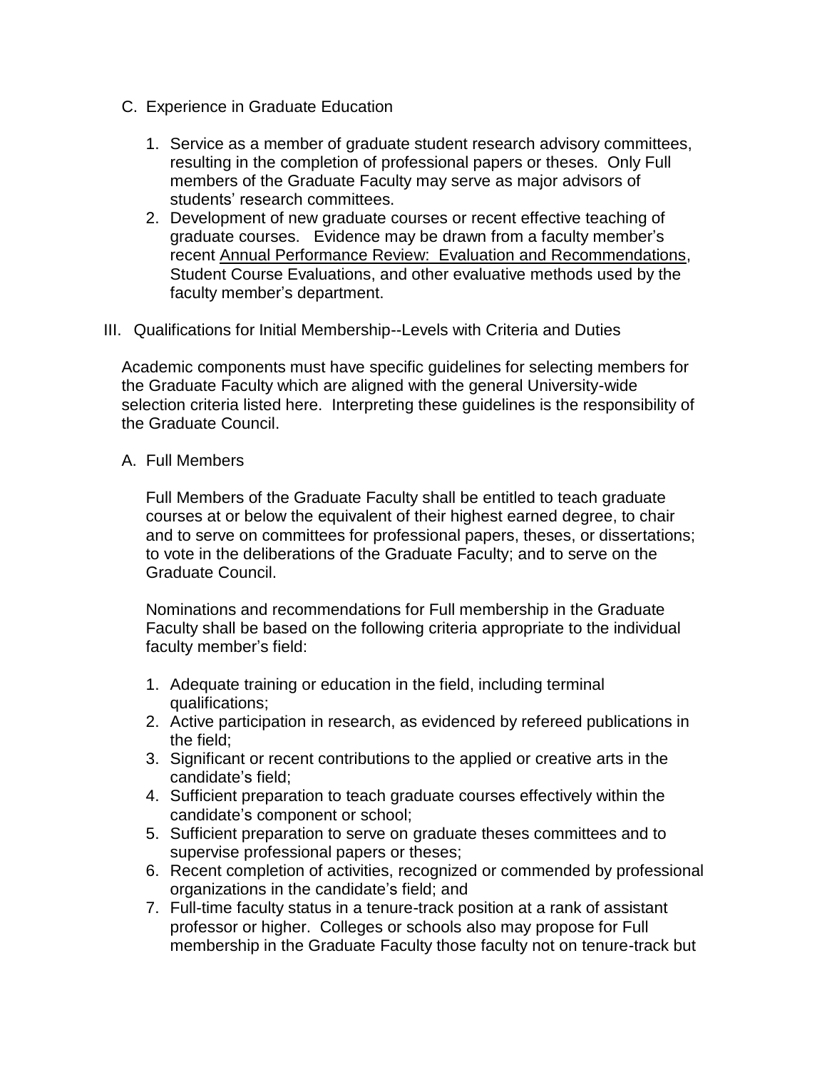C. Experience in Graduate Education

1. Service as a member of graduate student research advisory committees, resulting in the completion of professional papers or theses. Only Full members of the Graduate Faculty may serve as major advisors of students' research committees.
2. Development of new graduate courses or recent effective teaching of graduate courses. Evidence may be drawn from a faculty member's recent Annual Performance Review: Evaluation and Recommendations, Student Course Evaluations, and other evaluative methods used by the faculty member's department.

## III. Qualifications for Initial Membership--Levels with Criteria and Duties

Academic components must have specific guidelines for selecting members for the Graduate Faculty which are aligned with the general University-wide selection criteria listed here. Interpreting these guidelines is the responsibility of the Graduate Council.

A. Full Members

Full Members of the Graduate Faculty shall be entitled to teach graduate courses at or below the equivalent of their highest earned degree, to chair and to serve on committees for professional papers, theses, or dissertations; to vote in the deliberations of the Graduate Faculty; and to serve on the Graduate Council.

Nominations and recommendations for Full membership in the Graduate Faculty shall be based on the following criteria appropriate to the individual faculty member's field:

1. Adequate training or education in the field, including terminal qualifications;
2. Active participation in research, as evidenced by refereed publications in the field;
3. Significant or recent contributions to the applied or creative arts in the candidate's field;
4. Sufficient preparation to teach graduate courses effectively within the candidate's component or school;
5. Sufficient preparation to serve on graduate theses committees and to supervise professional papers or theses;
6. Recent completion of activities, recognized or commended by professional organizations in the candidate's field; and
7. Full-time faculty status in a tenure-track position at a rank of assistant professor or higher. Colleges or schools also may propose for Full membership in the Graduate Faculty those faculty not on tenure-track but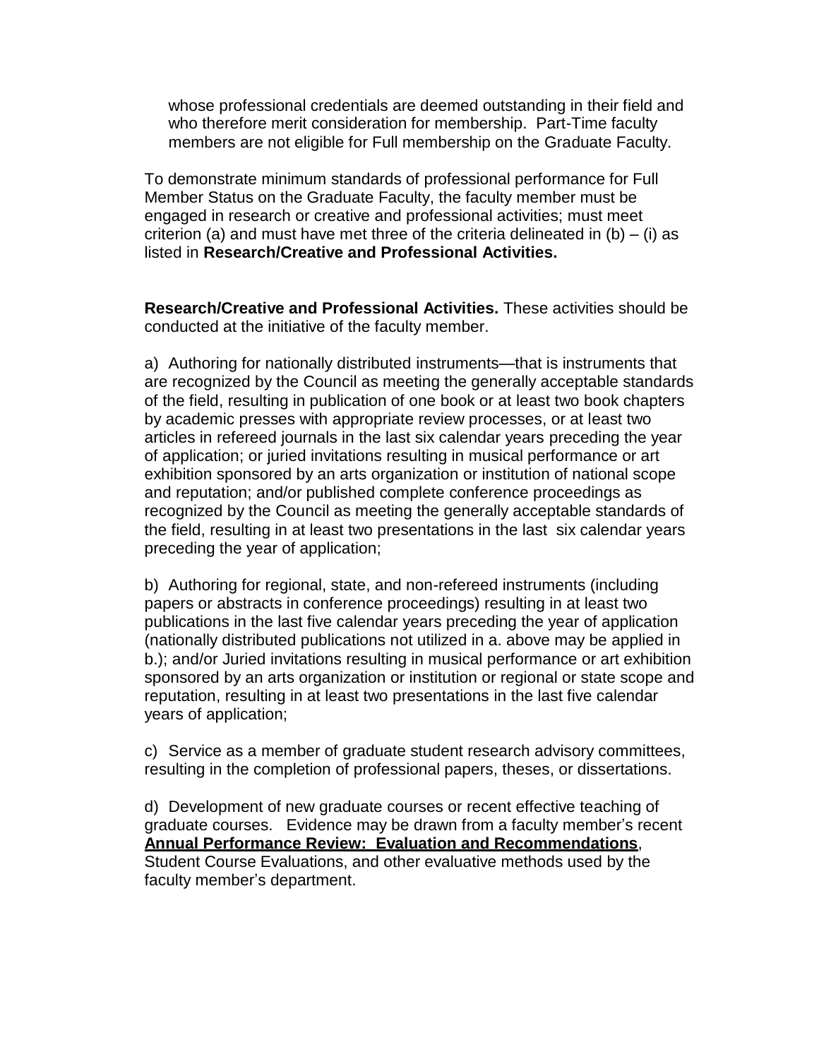whose professional credentials are deemed outstanding in their field and who therefore merit consideration for membership. Part-Time faculty members are not eligible for Full membership on the Graduate Faculty.

To demonstrate minimum standards of professional performance for Full Member Status on the Graduate Faculty, the faculty member must be engaged in research or creative and professional activities; must meet criterion (a) and must have met three of the criteria delineated in (b) – (i) as listed in **Research/Creative and Professional Activities.**

**Research/Creative and Professional Activities.** These activities should be conducted at the initiative of the faculty member.

a) Authoring for nationally distributed instruments—that is instruments that are recognized by the Council as meeting the generally acceptable standards of the field, resulting in publication of one book or at least two book chapters by academic presses with appropriate review processes, or at least two articles in refereed journals in the last six calendar years preceding the year of application; or juried invitations resulting in musical performance or art exhibition sponsored by an arts organization or institution of national scope and reputation; and/or published complete conference proceedings as recognized by the Council as meeting the generally acceptable standards of the field, resulting in at least two presentations in the last six calendar years preceding the year of application;

b) Authoring for regional, state, and non-refereed instruments (including papers or abstracts in conference proceedings) resulting in at least two publications in the last five calendar years preceding the year of application (nationally distributed publications not utilized in a. above may be applied in b.); and/or Juried invitations resulting in musical performance or art exhibition sponsored by an arts organization or institution or regional or state scope and reputation, resulting in at least two presentations in the last five calendar years of application;

c) Service as a member of graduate student research advisory committees, resulting in the completion of professional papers, theses, or dissertations.

d) Development of new graduate courses or recent effective teaching of graduate courses. Evidence may be drawn from a faculty member's recent **Annual Performance Review: Evaluation and Recommendations**, Student Course Evaluations, and other evaluative methods used by the faculty member's department.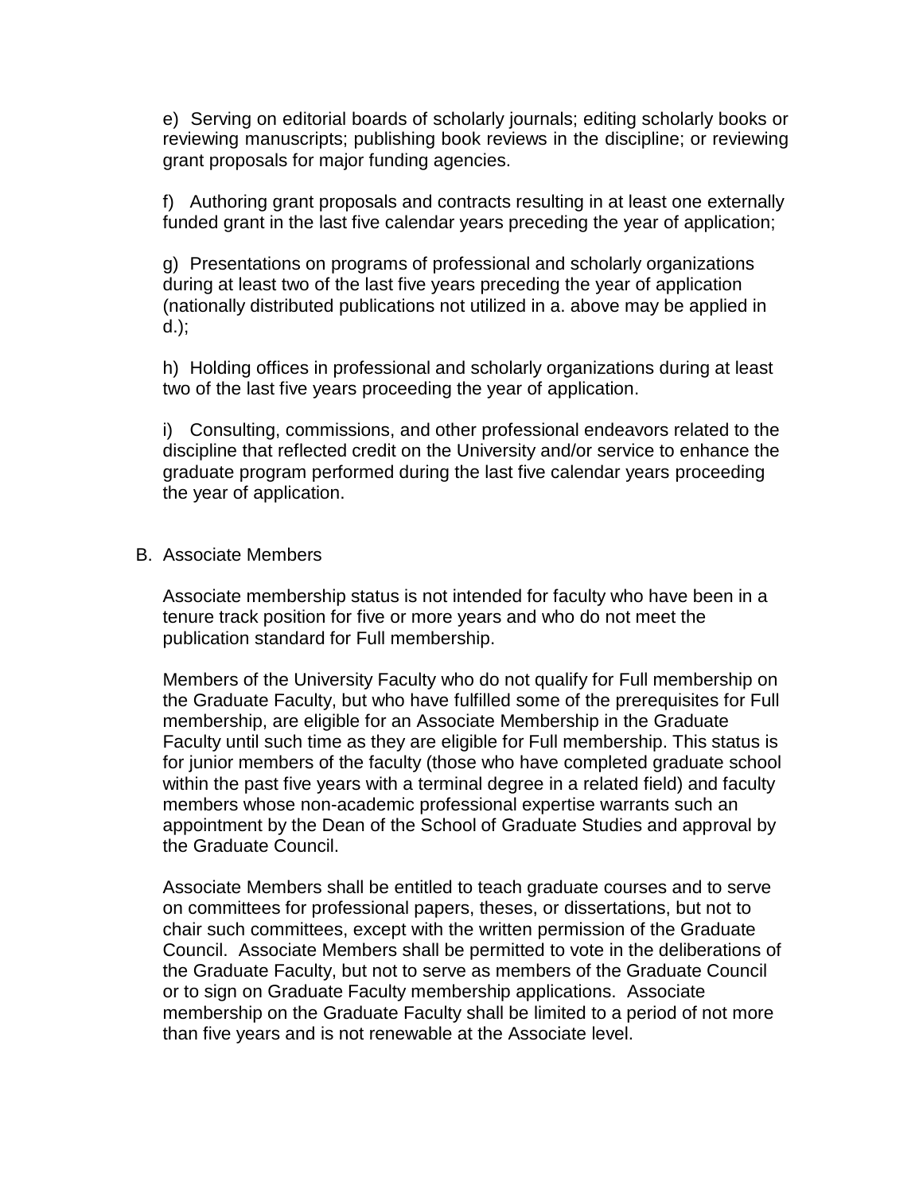e) Serving on editorial boards of scholarly journals; editing scholarly books or reviewing manuscripts; publishing book reviews in the discipline; or reviewing grant proposals for major funding agencies.

f) Authoring grant proposals and contracts resulting in at least one externally funded grant in the last five calendar years preceding the year of application;

g) Presentations on programs of professional and scholarly organizations during at least two of the last five years preceding the year of application (nationally distributed publications not utilized in a. above may be applied in d.);

h) Holding offices in professional and scholarly organizations during at least two of the last five years proceeding the year of application.

i) Consulting, commissions, and other professional endeavors related to the discipline that reflected credit on the University and/or service to enhance the graduate program performed during the last five calendar years proceeding the year of application.

B. Associate Members

Associate membership status is not intended for faculty who have been in a tenure track position for five or more years and who do not meet the publication standard for Full membership.

Members of the University Faculty who do not qualify for Full membership on the Graduate Faculty, but who have fulfilled some of the prerequisites for Full membership, are eligible for an Associate Membership in the Graduate Faculty until such time as they are eligible for Full membership. This status is for junior members of the faculty (those who have completed graduate school within the past five years with a terminal degree in a related field) and faculty members whose non-academic professional expertise warrants such an appointment by the Dean of the School of Graduate Studies and approval by the Graduate Council.

Associate Members shall be entitled to teach graduate courses and to serve on committees for professional papers, theses, or dissertations, but not to chair such committees, except with the written permission of the Graduate Council. Associate Members shall be permitted to vote in the deliberations of the Graduate Faculty, but not to serve as members of the Graduate Council or to sign on Graduate Faculty membership applications. Associate membership on the Graduate Faculty shall be limited to a period of not more than five years and is not renewable at the Associate level.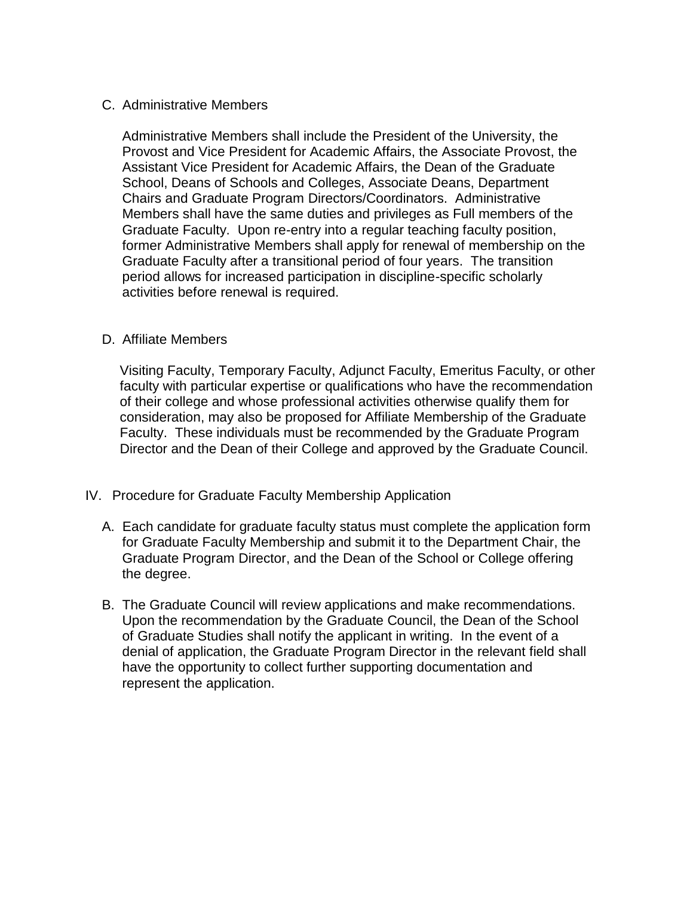C. Administrative Members

Administrative Members shall include the President of the University, the Provost and Vice President for Academic Affairs, the Associate Provost, the Assistant Vice President for Academic Affairs, the Dean of the Graduate School, Deans of Schools and Colleges, Associate Deans, Department Chairs and Graduate Program Directors/Coordinators. Administrative Members shall have the same duties and privileges as Full members of the Graduate Faculty. Upon re-entry into a regular teaching faculty position, former Administrative Members shall apply for renewal of membership on the Graduate Faculty after a transitional period of four years. The transition period allows for increased participation in discipline-specific scholarly activities before renewal is required.

D. Affiliate Members

Visiting Faculty, Temporary Faculty, Adjunct Faculty, Emeritus Faculty, or other faculty with particular expertise or qualifications who have the recommendation of their college and whose professional activities otherwise qualify them for consideration, may also be proposed for Affiliate Membership of the Graduate Faculty. These individuals must be recommended by the Graduate Program Director and the Dean of their College and approved by the Graduate Council.

IV. Procedure for Graduate Faculty Membership Application

A. Each candidate for graduate faculty status must complete the application form for Graduate Faculty Membership and submit it to the Department Chair, the Graduate Program Director, and the Dean of the School or College offering the degree.

B. The Graduate Council will review applications and make recommendations. Upon the recommendation by the Graduate Council, the Dean of the School of Graduate Studies shall notify the applicant in writing. In the event of a denial of application, the Graduate Program Director in the relevant field shall have the opportunity to collect further supporting documentation and represent the application.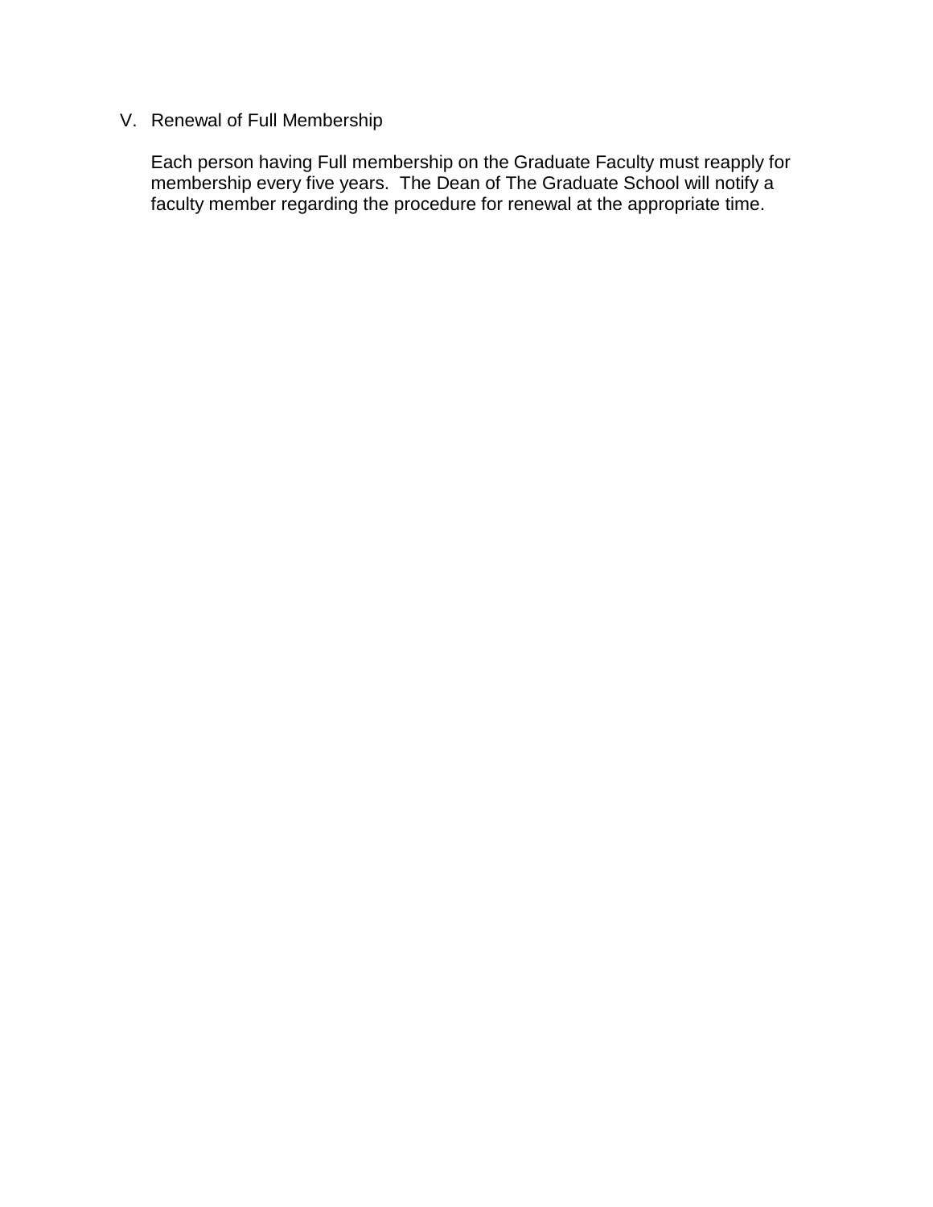## V. Renewal of Full Membership

Each person having Full membership on the Graduate Faculty must reapply for membership every five years. The Dean of The Graduate School will notify a faculty member regarding the procedure for renewal at the appropriate time.